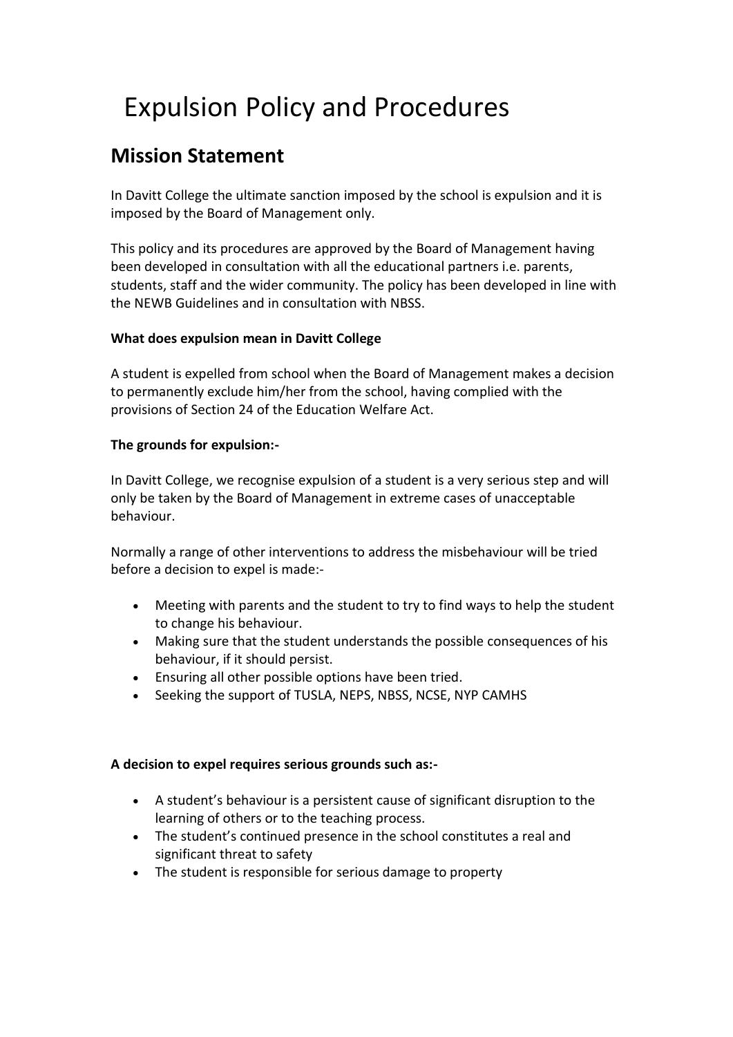# Expulsion Policy and Procedures

## Mission Statement

In Davitt College the ultimate sanction imposed by the school is expulsion and it is imposed by the Board of Management only.

This policy and its procedures are approved by the Board of Management having been developed in consultation with all the educational partners i.e. parents, students, staff and the wider community. The policy has been developed in line with the NEWB Guidelines and in consultation with NBSS.

**What does expulsion mean in Davitt College**

A student is expelled from school when the Board of Management makes a decision to permanently exclude him/her from the school, having complied with the provisions of Section 24 of the Education Welfare Act.

**The grounds for expulsion:-**

In Davitt College, we recognise expulsion of a student is a very serious step and will only be taken by the Board of Management in extreme cases of unacceptable behaviour.

Normally a range of other interventions to address the misbehaviour will be tried before a decision to expel is made:-

- Meeting with parents and the student to try to find ways to help the student to change his behaviour.
- Making sure that the student understands the possible consequences of his behaviour, if it should persist.
- Ensuring all other possible options have been tried.
- Seeking the support of TUSLA, NEPS, NBSS, NCSE, NYP CAMHS

**A decision to expel requires serious grounds such as:-**

- A student's behaviour is a persistent cause of significant disruption to the learning of others or to the teaching process.
- The student's continued presence in the school constitutes a real and significant threat to safety
- The student is responsible for serious damage to property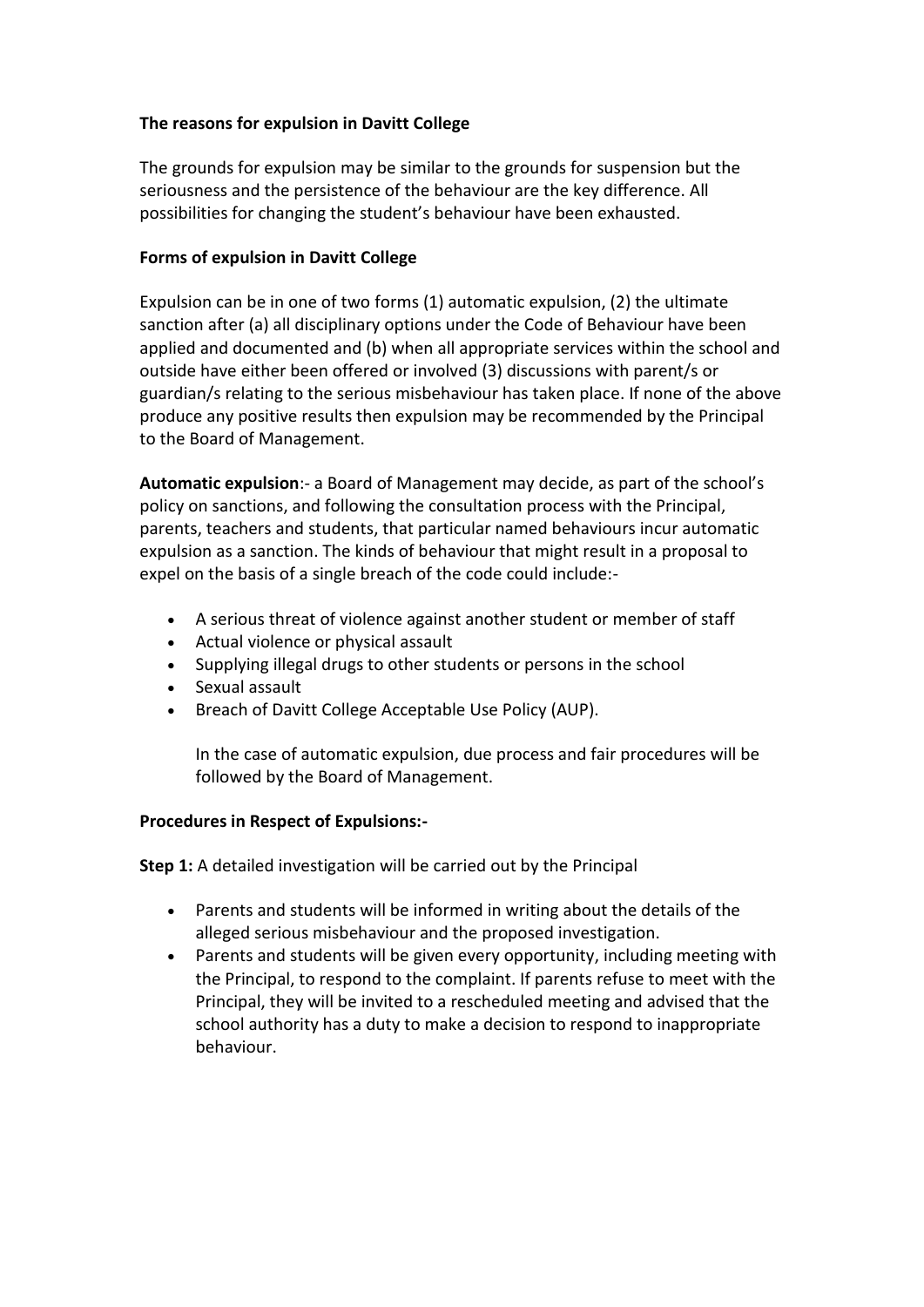**The reasons for expulsion in Davitt College**

The grounds for expulsion may be similar to the grounds for suspension but the seriousness and the persistence of the behaviour are the key difference. All possibilities for changing the student's behaviour have been exhausted.

**Forms of expulsion in Davitt College**

Expulsion can be in one of two forms (1) automatic expulsion, (2) the ultimate sanction after (a) all disciplinary options under the Code of Behaviour have been applied and documented and (b) when all appropriate services within the school and outside have either been offered or involved (3) discussions with parent/s or guardian/s relating to the serious misbehaviour has taken place. If none of the above produce any positive results then expulsion may be recommended by the Principal to the Board of Management.

**Automatic expulsion**:- a Board of Management may decide, as part of the school's policy on sanctions, and following the consultation process with the Principal, parents, teachers and students, that particular named behaviours incur automatic expulsion as a sanction. The kinds of behaviour that might result in a proposal to expel on the basis of a single breach of the code could include:-

- A serious threat of violence against another student or member of staff
- Actual violence or physical assault
- Supplying illegal drugs to other students or persons in the school
- Sexual assault
- Breach of Davitt College Acceptable Use Policy (AUP).

In the case of automatic expulsion, due process and fair procedures will be followed by the Board of Management.

**Procedures in Respect of Expulsions:-**

**Step 1:** A detailed investigation will be carried out by the Principal

- Parents and students will be informed in writing about the details of the alleged serious misbehaviour and the proposed investigation.
- Parents and students will be given every opportunity, including meeting with the Principal, to respond to the complaint. If parents refuse to meet with the Principal, they will be invited to a rescheduled meeting and advised that the school authority has a duty to make a decision to respond to inappropriate behaviour.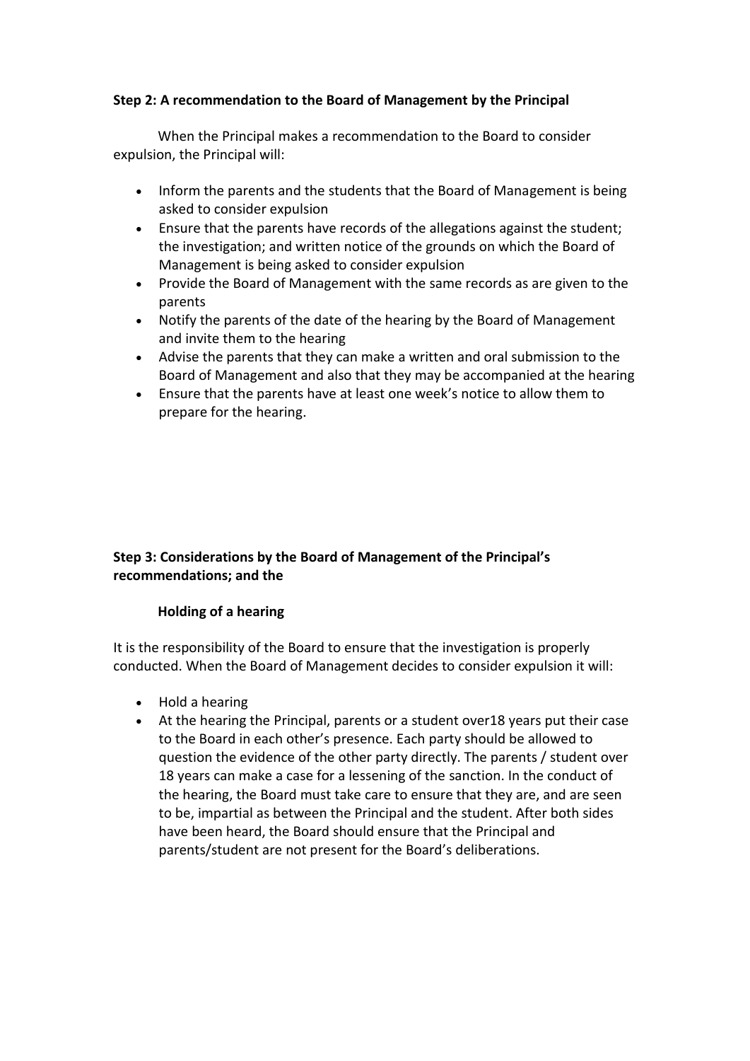**Step 2: A recommendation to the Board of Management by the Principal**

When the Principal makes a recommendation to the Board to consider expulsion, the Principal will:

- Inform the parents and the students that the Board of Management is being asked to consider expulsion
- Ensure that the parents have records of the allegations against the student; the investigation; and written notice of the grounds on which the Board of Management is being asked to consider expulsion
- Provide the Board of Management with the same records as are given to the parents
- Notify the parents of the date of the hearing by the Board of Management and invite them to the hearing
- Advise the parents that they can make a written and oral submission to the Board of Management and also that they may be accompanied at the hearing
- Ensure that the parents have at least one week's notice to allow them to prepare for the hearing.

**Step 3: Considerations by the Board of Management of the Principal's recommendations; and the**

**Holding of a hearing**

It is the responsibility of the Board to ensure that the investigation is properly conducted. When the Board of Management decides to consider expulsion it will:

- Hold a hearing
- At the hearing the Principal, parents or a student over18 years put their case to the Board in each other's presence. Each party should be allowed to question the evidence of the other party directly. The parents / student over 18 years can make a case for a lessening of the sanction. In the conduct of the hearing, the Board must take care to ensure that they are, and are seen to be, impartial as between the Principal and the student. After both sides have been heard, the Board should ensure that the Principal and parents/student are not present for the Board's deliberations.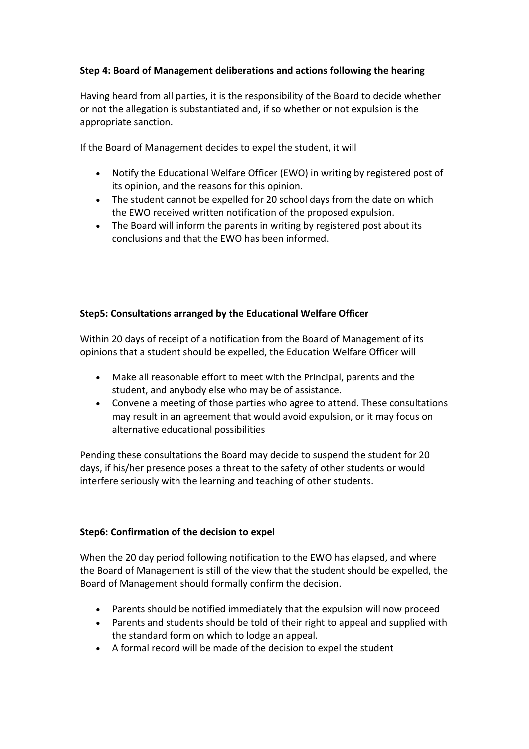### Step 4: Board of Management deliberations and actions following the hearing

Having heard from all parties, it is the responsibility of the Board to decide whether or not the allegation is substantiated and, if so whether or not expulsion is the appropriate sanction.

If the Board of Management decides to expel the student, it will

- Notify the Educational Welfare Officer (EWO) in writing by registered post of its opinion, and the reasons for this opinion.
- The student cannot be expelled for 20 school days from the date on which the EWO received written notification of the proposed expulsion.
- The Board will inform the parents in writing by registered post about its conclusions and that the EWO has been informed.

### Step5: Consultations arranged by the Educational Welfare Officer

Within 20 days of receipt of a notification from the Board of Management of its opinions that a student should be expelled, the Education Welfare Officer will

- Make all reasonable effort to meet with the Principal, parents and the student, and anybody else who may be of assistance.
- Convene a meeting of those parties who agree to attend. These consultations may result in an agreement that would avoid expulsion, or it may focus on alternative educational possibilities

Pending these consultations the Board may decide to suspend the student for 20 days, if his/her presence poses a threat to the safety of other students or would interfere seriously with the learning and teaching of other students.

### Step6: Confirmation of the decision to expel

When the 20 day period following notification to the EWO has elapsed, and where the Board of Management is still of the view that the student should be expelled, the Board of Management should formally confirm the decision.

- Parents should be notified immediately that the expulsion will now proceed
- Parents and students should be told of their right to appeal and supplied with the standard form on which to lodge an appeal.
- A formal record will be made of the decision to expel the student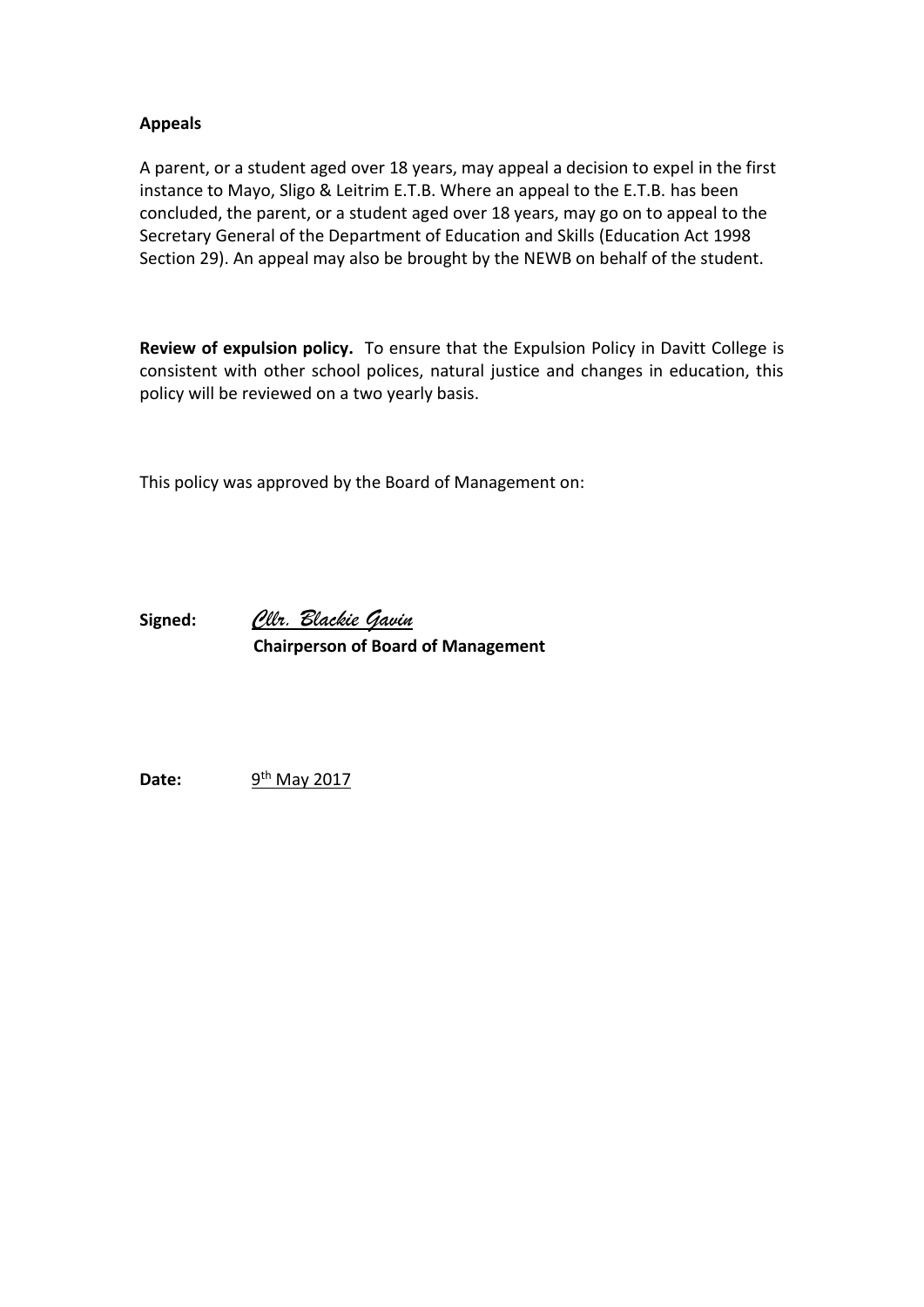**Appeals**

A parent, or a student aged over 18 years, may appeal a decision to expel in the first instance to Mayo, Sligo & Leitrim E.T.B. Where an appeal to the E.T.B. has been concluded, the parent, or a student aged over 18 years, may go on to appeal to the Secretary General of the Department of Education and Skills (Education Act 1998 Section 29). An appeal may also be brought by the NEWB on behalf of the student.

**Review of expulsion policy.** To ensure that the Expulsion Policy in Davitt College is consistent with other school polices, natural justice and changes in education, this policy will be reviewed on a two yearly basis.

This policy was approved by the Board of Management on:

**Signed:** *Cllr. Blackie Gavin*
**Chairperson of Board of Management**

**Date:** 9th May 2017